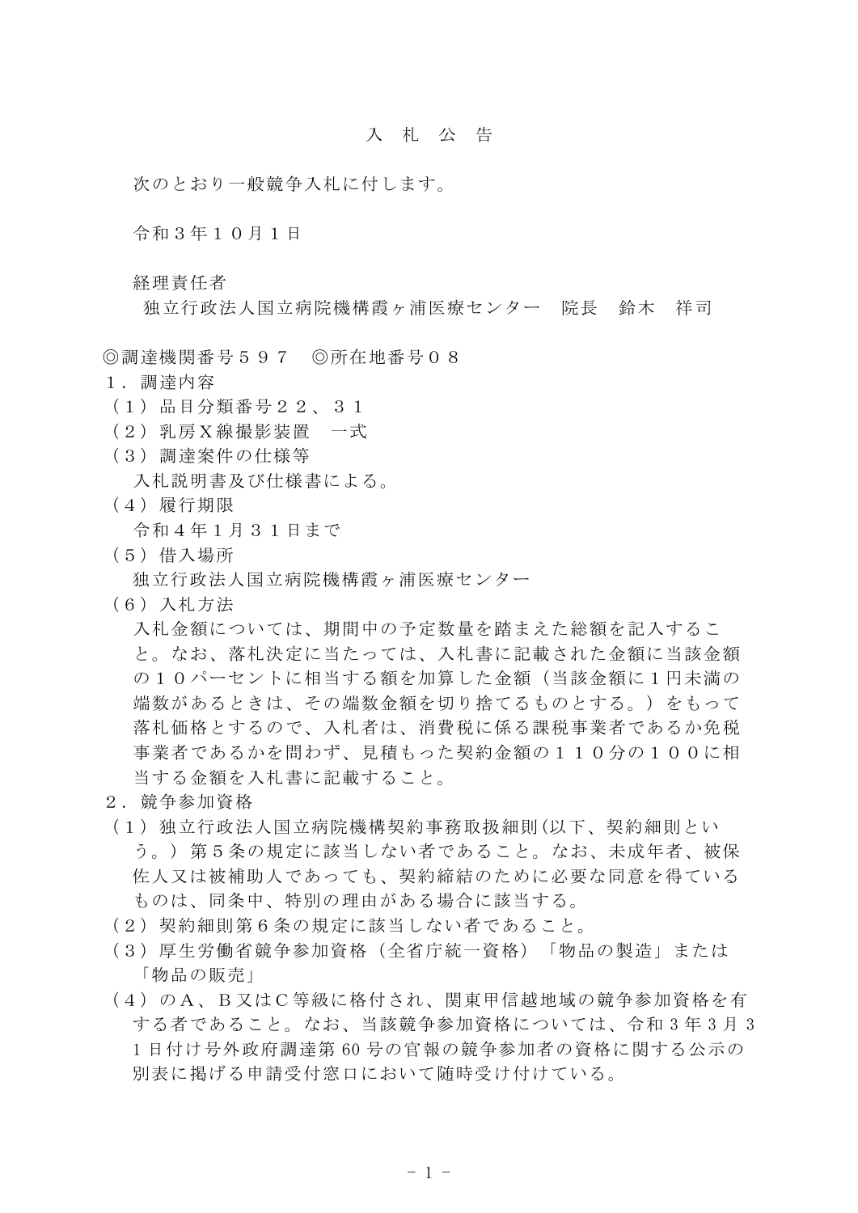# 入　札　公　告

次のとおり一般競争入札に付します。

令和３年１０月１日

経理責任者
独立行政法人国立病院機構霞ヶ浦医療センター　院長　鈴木　祥司

◎調達機関番号５９７　◎所在地番号０８

１．調達内容

（１）品目分類番号２２、３１

（２）乳房Ｘ線撮影装置　一式

（３）調達案件の仕様等
入札説明書及び仕様書による。

（４）履行期限
令和４年１月３１日まで

（５）借入場所
独立行政法人国立病院機構霞ヶ浦医療センター

（６）入札方法
入札金額については、期間中の予定数量を踏まえた総額を記入すること。なお、落札決定に当たっては、入札書に記載された金額に当該金額の１０パーセントに相当する額を加算した金額（当該金額に１円未満の端数があるときは、その端数金額を切り捨てるものとする。）をもって落札価格とするので、入札者は、消費税に係る課税事業者であるか免税事業者であるかを問わず、見積もった契約金額の１１０分の１００に相当する金額を入札書に記載すること。

２．競争参加資格

（１）独立行政法人国立病院機構契約事務取扱細則(以下、契約細則という。）第５条の規定に該当しない者であること。なお、未成年者、被保佐人又は被補助人であっても、契約締結のために必要な同意を得ているものは、同条中、特別の理由がある場合に該当する。

（２）契約細則第６条の規定に該当しない者であること。

（３）厚生労働省競争参加資格（全省庁統一資格）「物品の製造」または「物品の販売」

（４）のＡ、Ｂ又はＣ等級に格付され、関東甲信越地域の競争参加資格を有する者であること。なお、当該競争参加資格については、令和３年３月３１日付け号外政府調達第60号の官報の競争参加者の資格に関する公示の別表に掲げる申請受付窓口において随時受け付けている。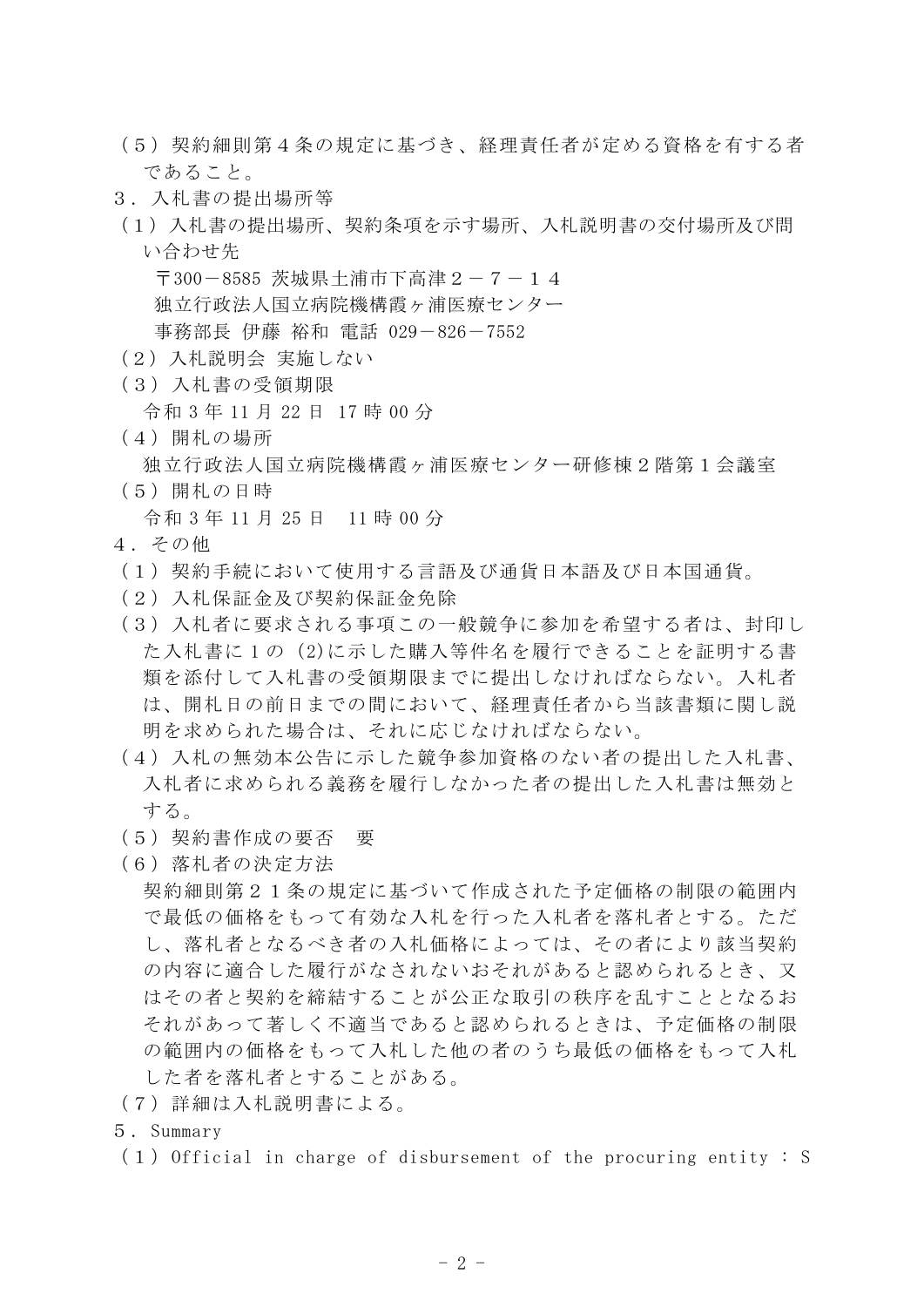（５）契約細則第４条の規定に基づき、経理責任者が定める資格を有する者であること。

３．入札書の提出場所等

（１）入札書の提出場所、契約条項を示す場所、入札説明書の交付場所及び問い合わせ先

〒300－8585 茨城県土浦市下高津２－７－１４
独立行政法人国立病院機構霞ヶ浦医療センター
事務部長 伊藤 裕和 電話 029－826－7552

（２）入札説明会 実施しない

（３）入札書の受領期限
令和 3 年 11 月 22 日 17 時 00 分

（４）開札の場所
独立行政法人国立病院機構霞ヶ浦医療センター研修棟２階第１会議室

（５）開札の日時
令和 3 年 11 月 25 日　11 時 00 分

４．その他

（１）契約手続において使用する言語及び通貨日本語及び日本国通貨。

（２）入札保証金及び契約保証金免除

（３）入札者に要求される事項この一般競争に参加を希望する者は、封印した入札書に１の (2)に示した購入等件名を履行できることを証明する書類を添付して入札書の受領期限までに提出しなければならない。入札者は、開札日の前日までの間において、経理責任者から当該書類に関し説明を求められた場合は、それに応じなければならない。

（４）入札の無効本公告に示した競争参加資格のない者の提出した入札書、入札者に求められる義務を履行しなかった者の提出した入札書は無効とする。

（５）契約書作成の要否　要

（６）落札者の決定方法
契約細則第２１条の規定に基づいて作成された予定価格の制限の範囲内で最低の価格をもって有効な入札を行った入札者を落札者とする。ただし、落札者となるべき者の入札価格によっては、その者により該当契約の内容に適合した履行がなされないおそれがあると認められるとき、又はその者と契約を締結することが公正な取引の秩序を乱すこととなるおそれがあって著しく不適当であると認められるときは、予定価格の制限の範囲内の価格をもって入札した他の者のうち最低の価格をもって入札した者を落札者とすることがある。

（７）詳細は入札説明書による。

５．Summary

（１）Official in charge of disbursement of the procuring entity : S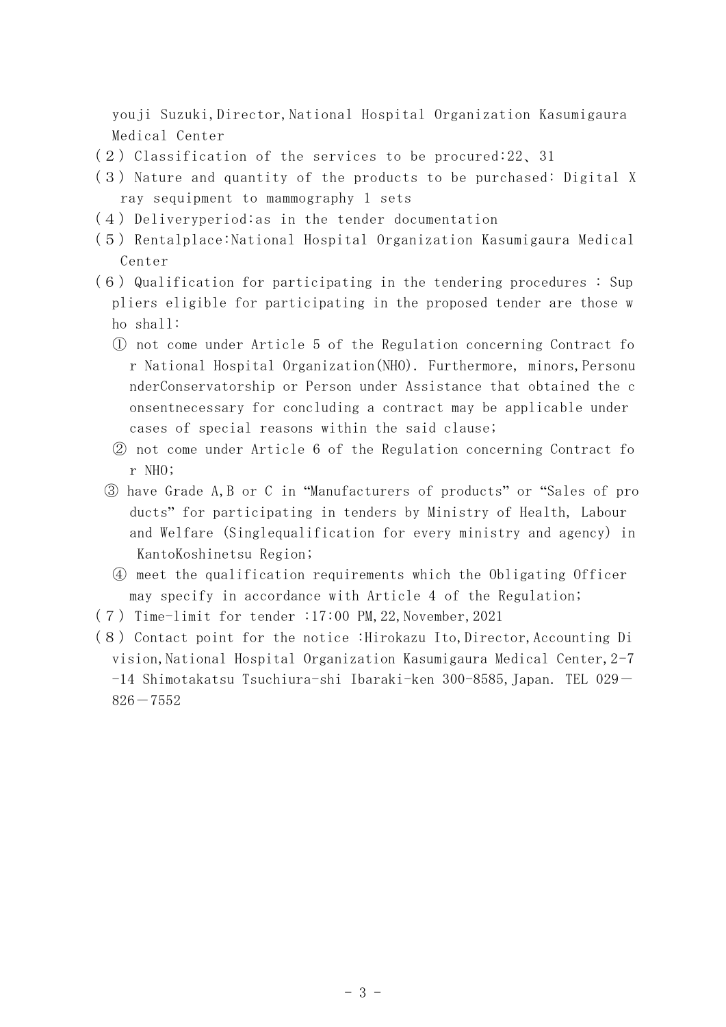youji Suzuki,Director,National Hospital Organization Kasumigaura Medical Center

（２）Classification of the services to be procured:22、31

（３）Nature and quantity of the products to be purchased: Digital X ray sequipment to mammography 1 sets

（４）Deliveryperiod:as in the tender documentation

（５）Rentalplace:National Hospital Organization Kasumigaura Medical Center

（６）Qualification for participating in the tendering procedures : Suppliers eligible for participating in the proposed tender are those who shall:

① not come under Article 5 of the Regulation concerning Contract for National Hospital Organization(NHO). Furthermore, minors,Personu nderConservatorship or Person under Assistance that obtained the consentnecessary for concluding a contract may be applicable under cases of special reasons within the said clause;

② not come under Article 6 of the Regulation concerning Contract for NHO;

③ have Grade A,B or C in “Manufacturers of products” or “Sales of products” for participating in tenders by Ministry of Health, Labour and Welfare (Singlequalification for every ministry and agency) in KantoKoshinetsu Region;

④ meet the qualification requirements which the Obligating Officer may specify in accordance with Article 4 of the Regulation;

（７）Time-limit for tender :17:00 PM,22,November,2021

（８）Contact point for the notice :Hirokazu Ito,Director,Accounting Division,National Hospital Organization Kasumigaura Medical Center,2-7-14 Shimotakatsu Tsuchiura-shi Ibaraki-ken 300-8585,Japan. TEL 029－826－7552